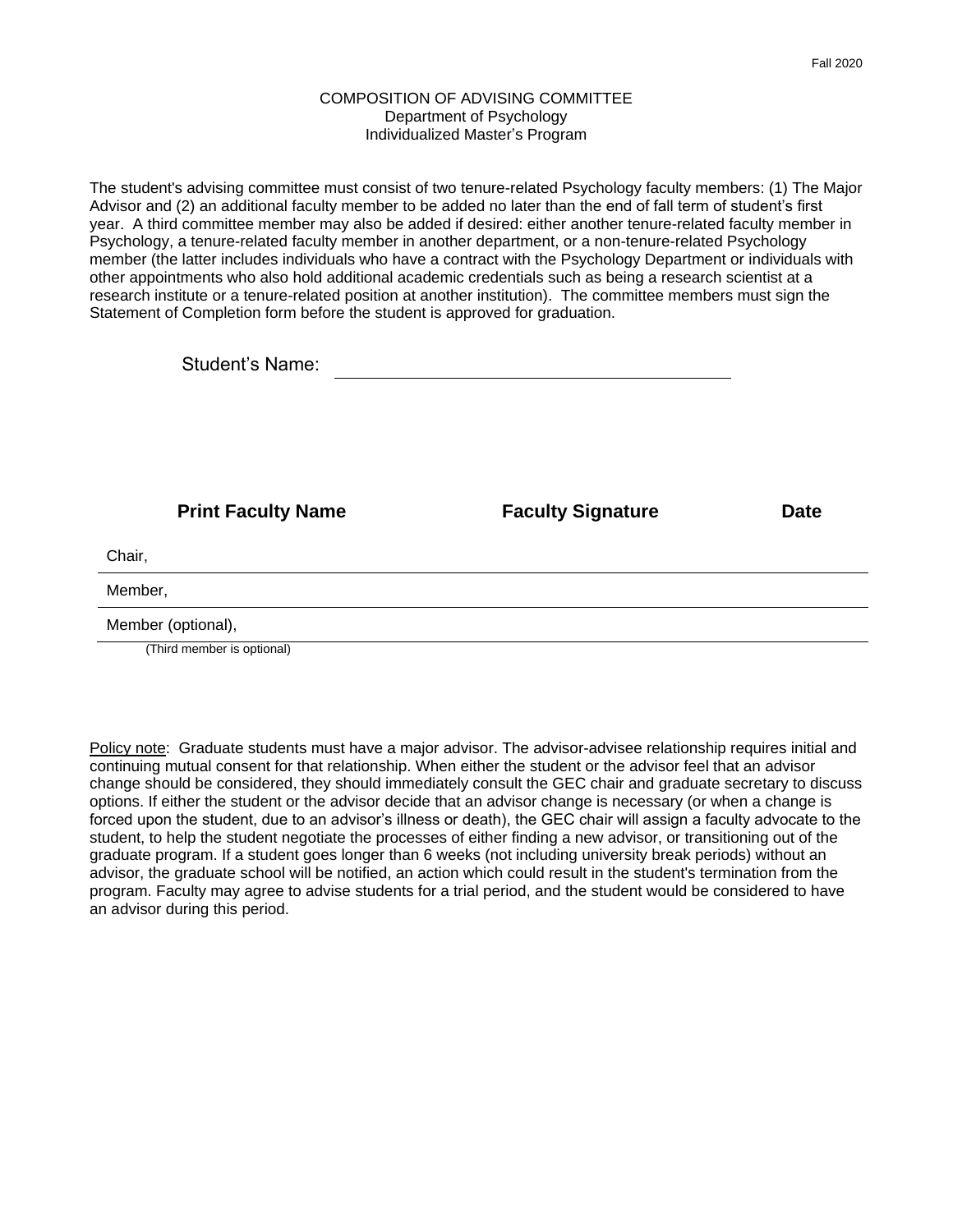Fall 2020

# COMPOSITION OF ADVISING COMMITTEE
Department of Psychology
Individualized Master's Program

The student's advising committee must consist of two tenure-related Psychology faculty members: (1) The Major Advisor and (2) an additional faculty member to be added no later than the end of fall term of student's first year. A third committee member may also be added if desired: either another tenure-related faculty member in Psychology, a tenure-related faculty member in another department, or a non-tenure-related Psychology member (the latter includes individuals who have a contract with the Psychology Department or individuals with other appointments who also hold additional academic credentials such as being a research scientist at a research institute or a tenure-related position at another institution). The committee members must sign the Statement of Completion form before the student is approved for graduation.

Student's Name: ______________________________

| **Print Faculty Name** | **Faculty Signature** | **Date** |
| --- | --- | --- |
| Chair, | | |
| Member, | | |
| Member (optional), | | |

(Third member is optional)

Policy note: Graduate students must have a major advisor. The advisor-advisee relationship requires initial and continuing mutual consent for that relationship. When either the student or the advisor feel that an advisor change should be considered, they should immediately consult the GEC chair and graduate secretary to discuss options. If either the student or the advisor decide that an advisor change is necessary (or when a change is forced upon the student, due to an advisor's illness or death), the GEC chair will assign a faculty advocate to the student, to help the student negotiate the processes of either finding a new advisor, or transitioning out of the graduate program. If a student goes longer than 6 weeks (not including university break periods) without an advisor, the graduate school will be notified, an action which could result in the student's termination from the program. Faculty may agree to advise students for a trial period, and the student would be considered to have an advisor during this period.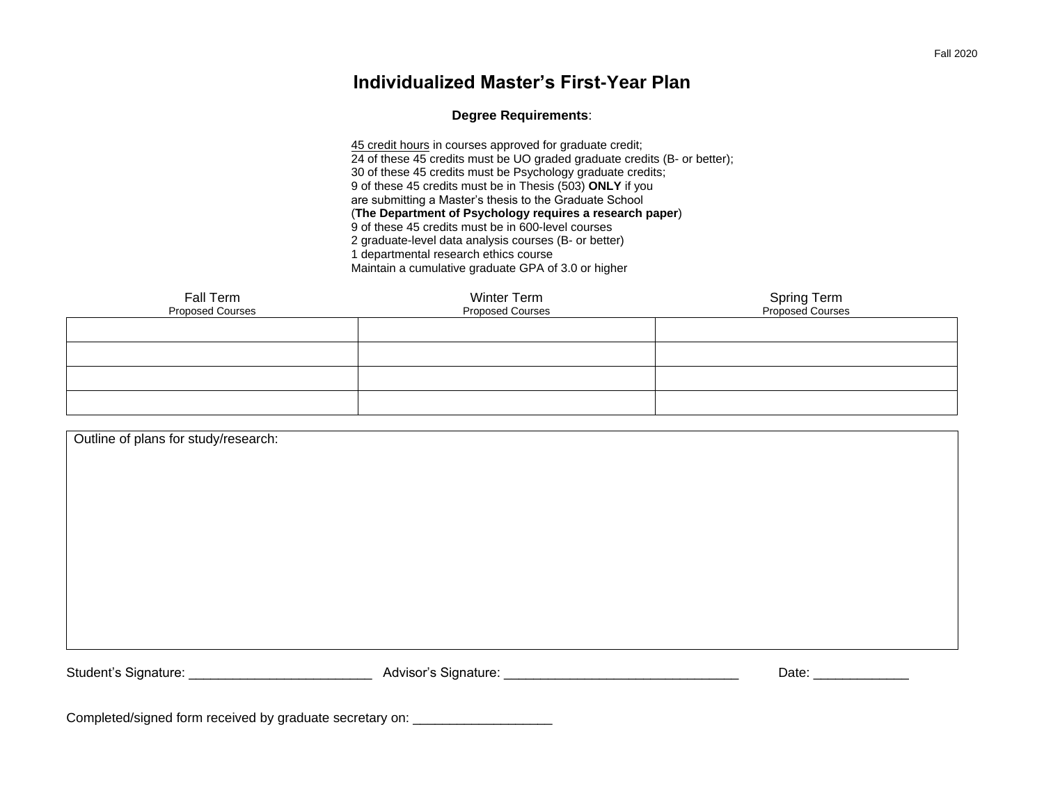Fall 2020

# Individualized Master's First-Year Plan

**Degree Requirements**:

45 credit hours in courses approved for graduate credit;
24 of these 45 credits must be UO graded graduate credits (B- or better);
30 of these 45 credits must be Psychology graduate credits;
9 of these 45 credits must be in Thesis (503) **ONLY** if you
are submitting a Master's thesis to the Graduate School
(**The Department of Psychology requires a research paper**)
9 of these 45 credits must be in 600-level courses
2 graduate-level data analysis courses (B- or better)
1 departmental research ethics course
Maintain a cumulative graduate GPA of 3.0 or higher

| Fall Term<br>Proposed Courses | Winter Term<br>Proposed Courses | Spring Term<br>Proposed Courses |
|---|---|---|
| | | |
| | | |
| | | |
| | | |

Outline of plans for study/research:

Student's Signature: ________________________ Advisor's Signature: ______________________________ Date: ____________

Completed/signed form received by graduate secretary on: __________________